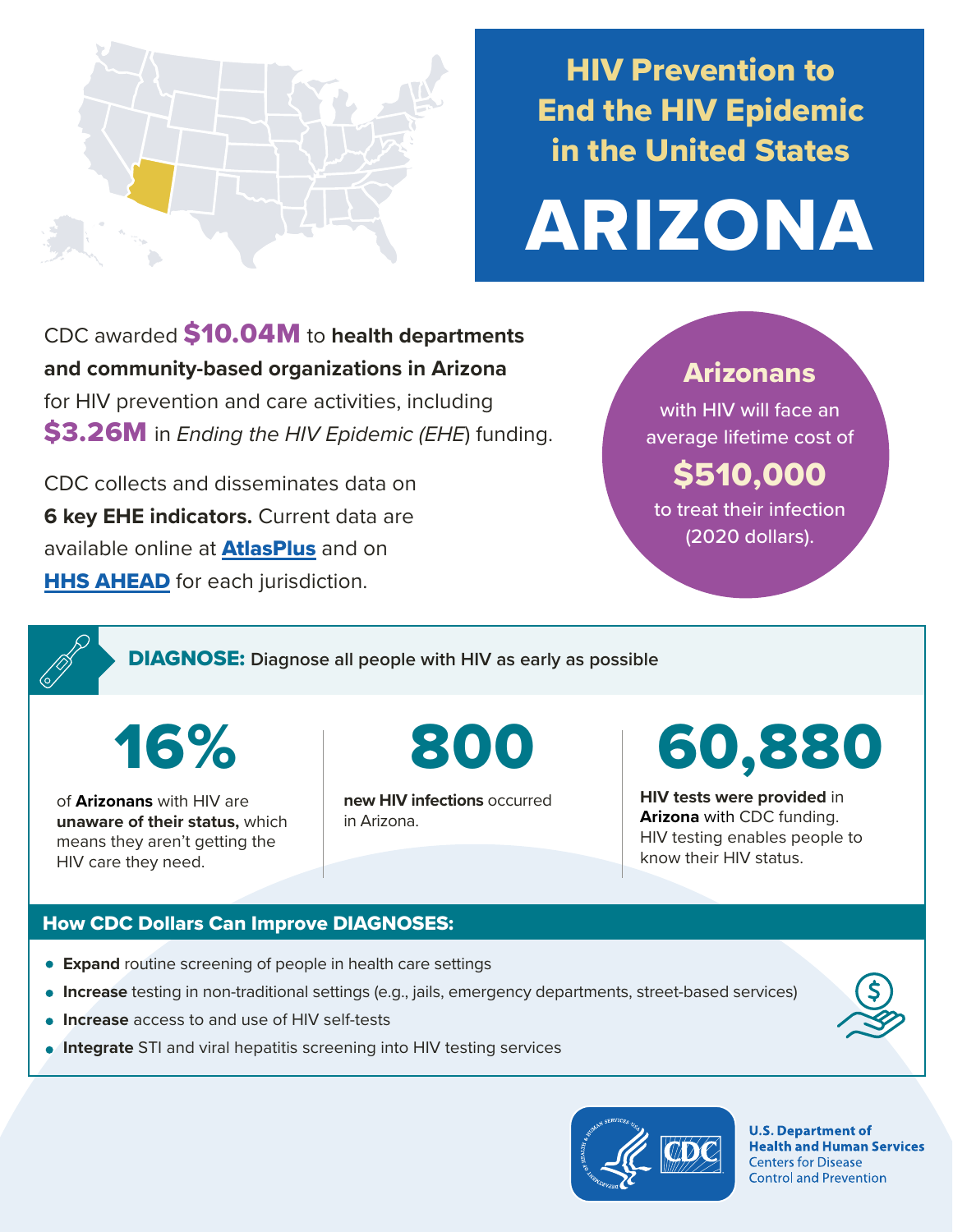# HIV Prevention to End the HIV Epidemic in the United States

# ARIZONA

CDC awarded **$10.04M** to **health departments and community-based organizations in Arizona** for HIV prevention and care activities, including **$3.26M** in *Ending the HIV Epidemic (EHE*) funding.

CDC collects and disseminates data on **6 key EHE indicators.** Current data are available online at **AtlasPlus** and on **HHS AHEAD** for each jurisdiction.

**Arizonans** with HIV will face an average lifetime cost of **$510,000** to treat their infection (2020 dollars).

## DIAGNOSE: Diagnose all people with HIV as early as possible

**16%**

of **Arizonans** with HIV are **unaware of their status,** which means they aren't getting the HIV care they need.

**800**

**new HIV infections** occurred in Arizona.

**60,880**

**HIV tests were provided** in **Arizona** with CDC funding. HIV testing enables people to know their HIV status.

### How CDC Dollars Can Improve DIAGNOSES:

- **Expand** routine screening of people in health care settings
- **Increase** testing in non-traditional settings (e.g., jails, emergency departments, street-based services)
- **Increase** access to and use of HIV self-tests
- **Integrate** STI and viral hepatitis screening into HIV testing services

**U.S. Department of Health and Human Services**
Centers for Disease Control and Prevention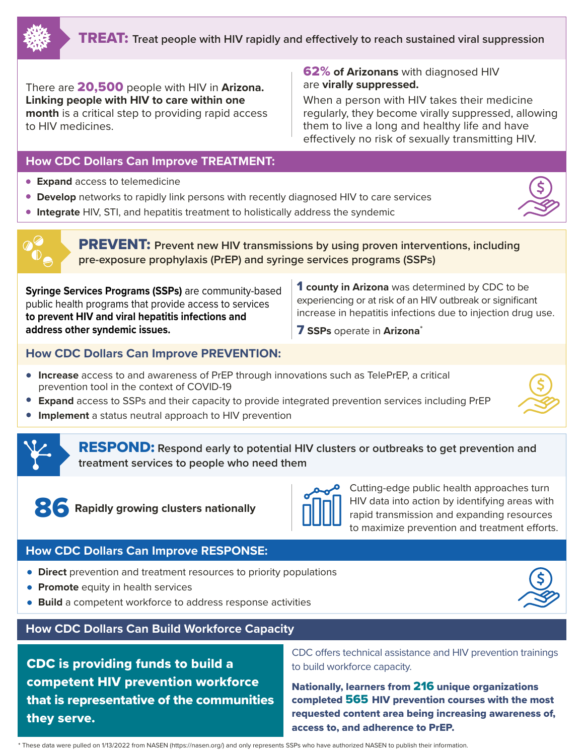## TREAT: Treat people with HIV rapidly and effectively to reach sustained viral suppression

There are **20,500** people with HIV in **Arizona. Linking people with HIV to care within one month** is a critical step to providing rapid access to HIV medicines.

**62% of Arizonans** with diagnosed HIV are **virally suppressed.**

When a person with HIV takes their medicine regularly, they become virally suppressed, allowing them to live a long and healthy life and have effectively no risk of sexually transmitting HIV.

### How CDC Dollars Can Improve TREATMENT:

- **Expand** access to telemedicine
- **Develop** networks to rapidly link persons with recently diagnosed HIV to care services
- **Integrate** HIV, STI, and hepatitis treatment to holistically address the syndemic

## PREVENT: Prevent new HIV transmissions by using proven interventions, including pre-exposure prophylaxis (PrEP) and syringe services programs (SSPs)

**Syringe Services Programs (SSPs)** are community-based public health programs that provide access to services **to prevent HIV and viral hepatitis infections and address other syndemic issues.**

**1 county in Arizona** was determined by CDC to be experiencing or at risk of an HIV outbreak or significant increase in hepatitis infections due to injection drug use.

**7 SSPs** operate in **Arizona***

### How CDC Dollars Can Improve PREVENTION:

- **Increase** access to and awareness of PrEP through innovations such as TelePrEP, a critical prevention tool in the context of COVID-19
- **Expand** access to SSPs and their capacity to provide integrated prevention services including PrEP
- **Implement** a status neutral approach to HIV prevention

## RESPOND: Respond early to potential HIV clusters or outbreaks to get prevention and treatment services to people who need them

**86 Rapidly growing clusters nationally**

Cutting-edge public health approaches turn HIV data into action by identifying areas with rapid transmission and expanding resources to maximize prevention and treatment efforts.

### How CDC Dollars Can Improve RESPONSE:

- **Direct** prevention and treatment resources to priority populations
- **Promote** equity in health services
- **Build** a competent workforce to address response activities

### How CDC Dollars Can Build Workforce Capacity

**CDC is providing funds to build a competent HIV prevention workforce that is representative of the communities they serve.**

CDC offers technical assistance and HIV prevention trainings to build workforce capacity.

**Nationally, learners from 216 unique organizations completed 565 HIV prevention courses with the most requested content area being increasing awareness of, access to, and adherence to PrEP.**

\* These data were pulled on 1/13/2022 from NASEN (https://nasen.org/) and only represents SSPs who have authorized NASEN to publish their information.